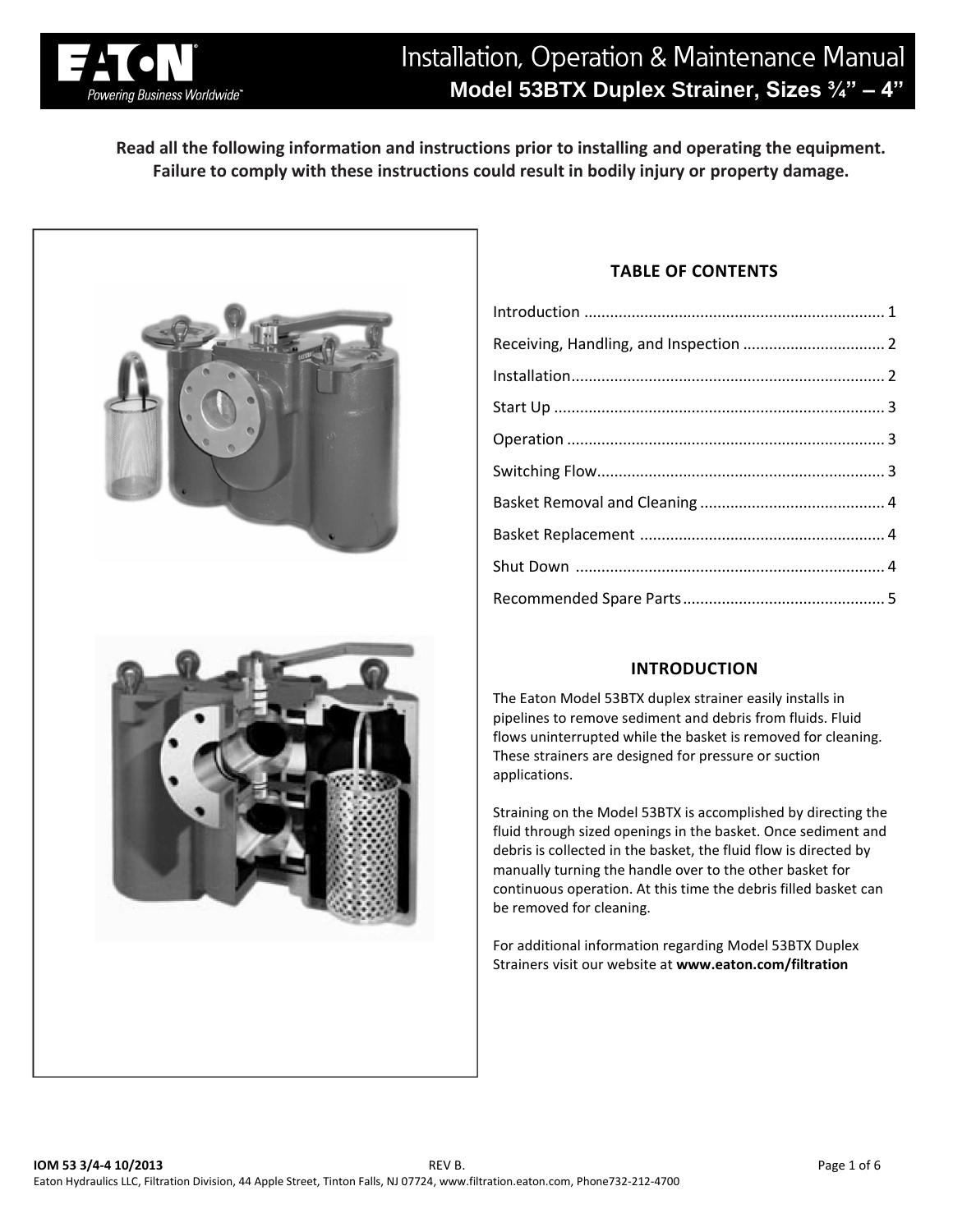# Installation, Operation & Maintenance Manual

## Model 53BTX Duplex Strainer, Sizes ¾” – 4”

**Read all the following information and instructions prior to installing and operating the equipment. Failure to comply with these instructions could result in bodily injury or property damage.**

### TABLE OF CONTENTS

| | |
|---|---|
| Introduction | 1 |
| Receiving, Handling, and Inspection | 2 |
| Installation | 2 |
| Start Up | 3 |
| Operation | 3 |
| Switching Flow | 3 |
| Basket Removal and Cleaning | 4 |
| Basket Replacement | 4 |
| Shut Down | 4 |
| Recommended Spare Parts | 5 |

### INTRODUCTION

The Eaton Model 53BTX duplex strainer easily installs in pipelines to remove sediment and debris from fluids. Fluid flows uninterrupted while the basket is removed for cleaning. These strainers are designed for pressure or suction applications.

Straining on the Model 53BTX is accomplished by directing the fluid through sized openings in the basket. Once sediment and debris is collected in the basket, the fluid flow is directed by manually turning the handle over to the other basket for continuous operation. At this time the debris filled basket can be removed for cleaning.

For additional information regarding Model 53BTX Duplex Strainers visit our website at **www.eaton.com/filtration**

**IOM 53 3/4-4 10/2013** REV B.

Eaton Hydraulics LLC, Filtration Division, 44 Apple Street, Tinton Falls, NJ 07724, www.filtration.eaton.com, Phone732-212-4700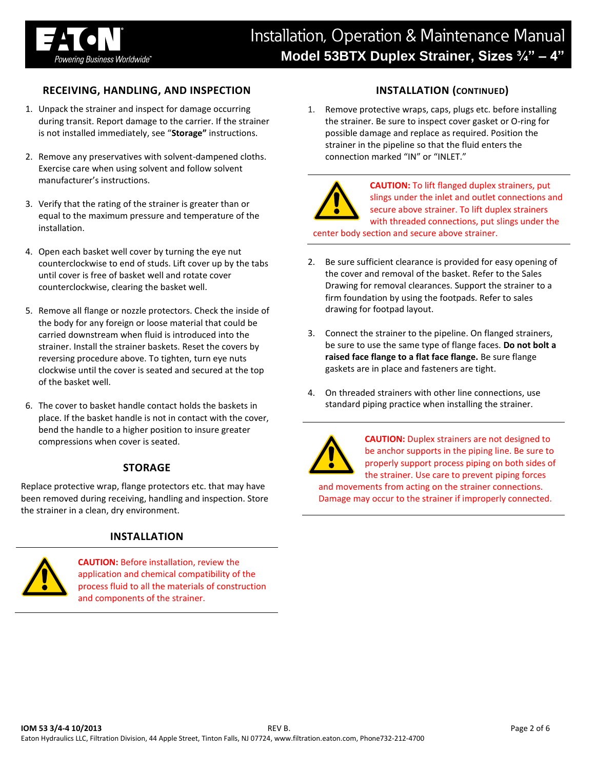## RECEIVING, HANDLING, AND INSPECTION

1. Unpack the strainer and inspect for damage occurring during transit. Report damage to the carrier. If the strainer is not installed immediately, see "**Storage"** instructions.

2. Remove any preservatives with solvent-dampened cloths. Exercise care when using solvent and follow solvent manufacturer's instructions.

3. Verify that the rating of the strainer is greater than or equal to the maximum pressure and temperature of the installation.

4. Open each basket well cover by turning the eye nut counterclockwise to end of studs. Lift cover up by the tabs until cover is free of basket well and rotate cover counterclockwise, clearing the basket well.

5. Remove all flange or nozzle protectors. Check the inside of the body for any foreign or loose material that could be carried downstream when fluid is introduced into the strainer. Install the strainer baskets. Reset the covers by reversing procedure above. To tighten, turn eye nuts clockwise until the cover is seated and secured at the top of the basket well.

6. The cover to basket handle contact holds the baskets in place. If the basket handle is not in contact with the cover, bend the handle to a higher position to insure greater compressions when cover is seated.

## STORAGE

Replace protective wrap, flange protectors etc. that may have been removed during receiving, handling and inspection. Store the strainer in a clean, dry environment.

## INSTALLATION

**CAUTION:** Before installation, review the application and chemical compatibility of the process fluid to all the materials of construction and components of the strainer.

## INSTALLATION (CONTINUED)

1. Remove protective wraps, caps, plugs etc. before installing the strainer. Be sure to inspect cover gasket or O-ring for possible damage and replace as required. Position the strainer in the pipeline so that the fluid enters the connection marked "IN" or "INLET."

**CAUTION:** To lift flanged duplex strainers, put slings under the inlet and outlet connections and secure above strainer. To lift duplex strainers with threaded connections, put slings under the center body section and secure above strainer.

2. Be sure sufficient clearance is provided for easy opening of the cover and removal of the basket. Refer to the Sales Drawing for removal clearances. Support the strainer to a firm foundation by using the footpads. Refer to sales drawing for footpad layout.

3. Connect the strainer to the pipeline. On flanged strainers, be sure to use the same type of flange faces. **Do not bolt a raised face flange to a flat face flange.** Be sure flange gaskets are in place and fasteners are tight.

4. On threaded strainers with other line connections, use standard piping practice when installing the strainer.

**CAUTION:** Duplex strainers are not designed to be anchor supports in the piping line. Be sure to properly support process piping on both sides of the strainer. Use care to prevent piping forces and movements from acting on the strainer connections. Damage may occur to the strainer if improperly connected.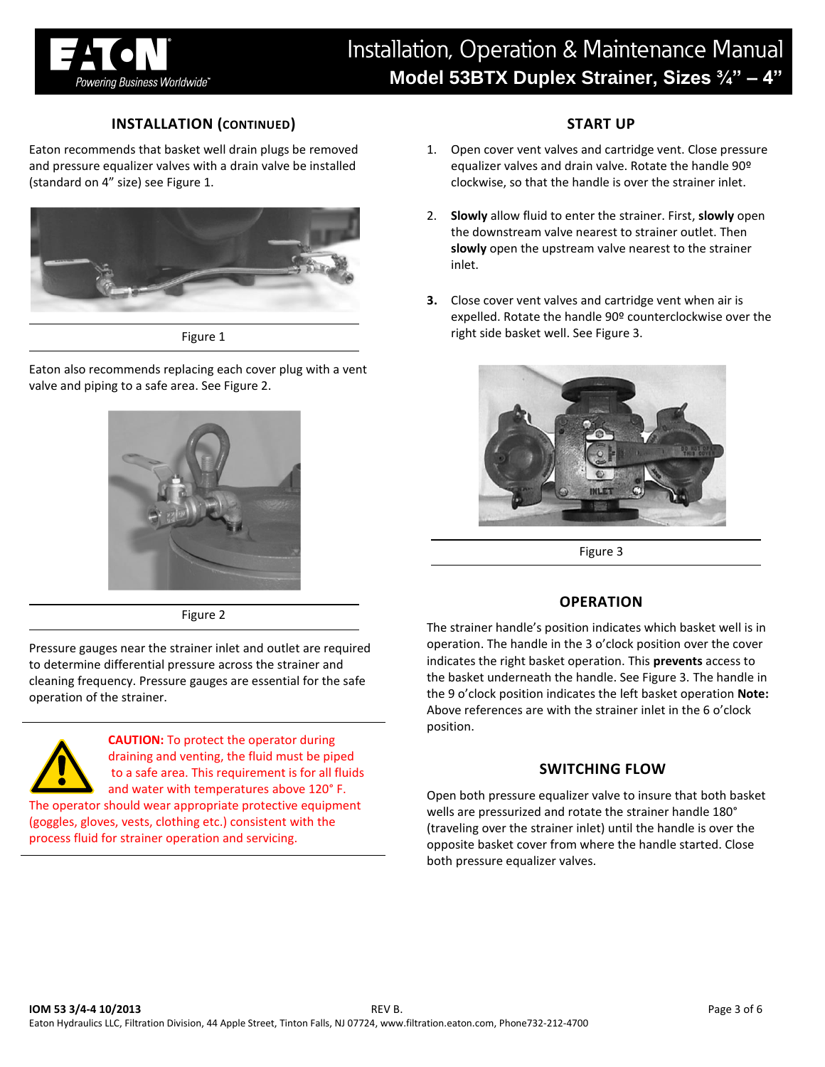## INSTALLATION (CONTINUED)

Eaton recommends that basket well drain plugs be removed and pressure equalizer valves with a drain valve be installed (standard on 4" size) see Figure 1.

Figure 1

Eaton also recommends replacing each cover plug with a vent valve and piping to a safe area. See Figure 2.

Figure 2

Pressure gauges near the strainer inlet and outlet are required to determine differential pressure across the strainer and cleaning frequency. Pressure gauges are essential for the safe operation of the strainer.

**CAUTION:** To protect the operator during draining and venting, the fluid must be piped to a safe area. This requirement is for all fluids and water with temperatures above 120° F. The operator should wear appropriate protective equipment (goggles, gloves, vests, clothing etc.) consistent with the process fluid for strainer operation and servicing.

## START UP

1. Open cover vent valves and cartridge vent. Close pressure equalizer valves and drain valve. Rotate the handle 90º clockwise, so that the handle is over the strainer inlet.
2. **Slowly** allow fluid to enter the strainer. First, **slowly** open the downstream valve nearest to strainer outlet. Then **slowly** open the upstream valve nearest to the strainer inlet.
3. Close cover vent valves and cartridge vent when air is expelled. Rotate the handle 90º counterclockwise over the right side basket well. See Figure 3.

Figure 3

## OPERATION

The strainer handle's position indicates which basket well is in operation. The handle in the 3 o'clock position over the cover indicates the right basket operation. This **prevents** access to the basket underneath the handle. See Figure 3. The handle in the 9 o'clock position indicates the left basket operation **Note:** Above references are with the strainer inlet in the 6 o'clock position.

## SWITCHING FLOW

Open both pressure equalizer valve to insure that both basket wells are pressurized and rotate the strainer handle 180° (traveling over the strainer inlet) until the handle is over the opposite basket cover from where the handle started. Close both pressure equalizer valves.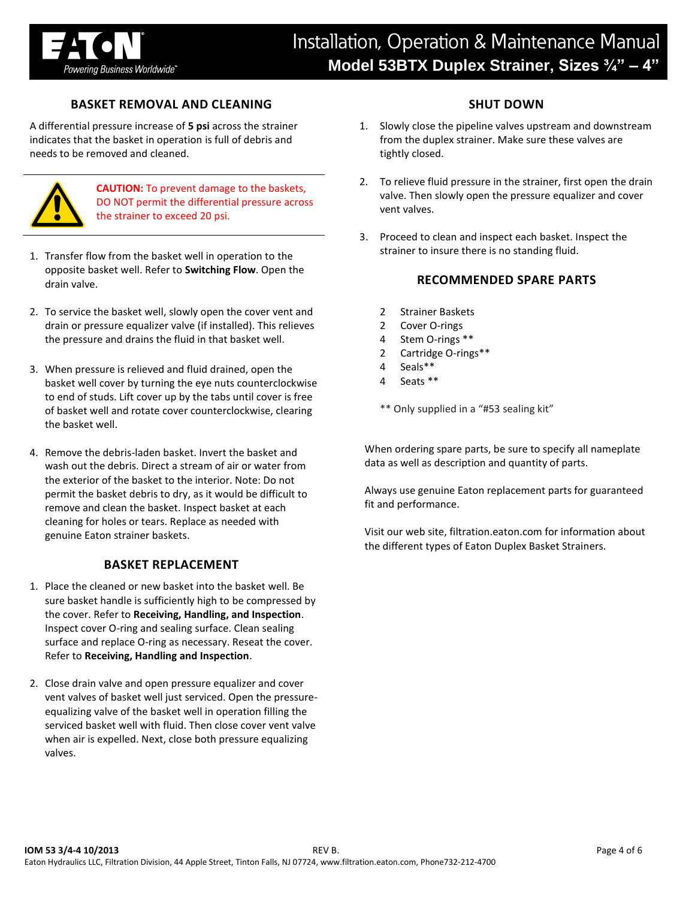## BASKET REMOVAL AND CLEANING

A differential pressure increase of **5 psi** across the strainer indicates that the basket in operation is full of debris and needs to be removed and cleaned.

**CAUTION:** To prevent damage to the baskets, DO NOT permit the differential pressure across the strainer to exceed 20 psi.

1. Transfer flow from the basket well in operation to the opposite basket well. Refer to **Switching Flow**. Open the drain valve.
2. To service the basket well, slowly open the cover vent and drain or pressure equalizer valve (if installed). This relieves the pressure and drains the fluid in that basket well.
3. When pressure is relieved and fluid drained, open the basket well cover by turning the eye nuts counterclockwise to end of studs. Lift cover up by the tabs until cover is free of basket well and rotate cover counterclockwise, clearing the basket well.
4. Remove the debris-laden basket. Invert the basket and wash out the debris. Direct a stream of air or water from the exterior of the basket to the interior. Note: Do not permit the basket debris to dry, as it would be difficult to remove and clean the basket. Inspect basket at each cleaning for holes or tears. Replace as needed with genuine Eaton strainer baskets.

## BASKET REPLACEMENT

1. Place the cleaned or new basket into the basket well. Be sure basket handle is sufficiently high to be compressed by the cover. Refer to **Receiving, Handling, and Inspection**. Inspect cover O-ring and sealing surface. Clean sealing surface and replace O-ring as necessary. Reseat the cover. Refer to **Receiving, Handling and Inspection**.
2. Close drain valve and open pressure equalizer and cover vent valves of basket well just serviced. Open the pressure-equalizing valve of the basket well in operation filling the serviced basket well with fluid. Then close cover vent valve when air is expelled. Next, close both pressure equalizing valves.

## SHUT DOWN

1. Slowly close the pipeline valves upstream and downstream from the duplex strainer. Make sure these valves are tightly closed.
2. To relieve fluid pressure in the strainer, first open the drain valve. Then slowly open the pressure equalizer and cover vent valves.
3. Proceed to clean and inspect each basket. Inspect the strainer to insure there is no standing fluid.

## RECOMMENDED SPARE PARTS

| | |
|---|---|
| 2 | Strainer Baskets |
| 2 | Cover O-rings |
| 4 | Stem O-rings ** |
| 2 | Cartridge O-rings** |
| 4 | Seals** |
| 4 | Seats ** |

** Only supplied in a "#53 sealing kit"

When ordering spare parts, be sure to specify all nameplate data as well as description and quantity of parts.

Always use genuine Eaton replacement parts for guaranteed fit and performance.

Visit our web site, filtration.eaton.com for information about the different types of Eaton Duplex Basket Strainers.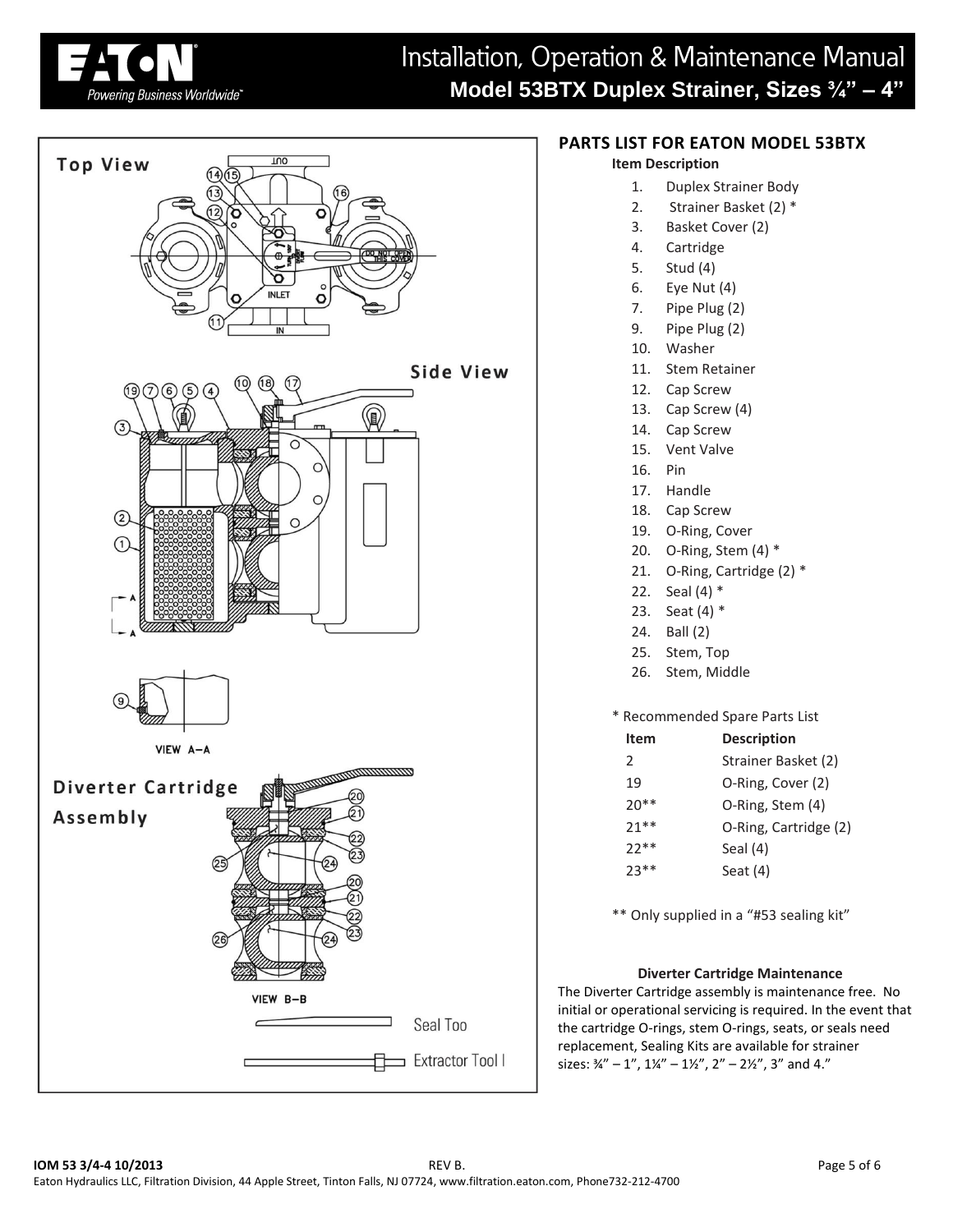Top View

Side View

VIEW A–A

Diverter Cartridge Assembly

VIEW B–B

Seal Too

Extractor Tool I

## PARTS LIST FOR EATON MODEL 53BTX

**Item Description**

1. Duplex Strainer Body
2. Strainer Basket (2) *
3. Basket Cover (2)
4. Cartridge
5. Stud (4)
6. Eye Nut (4)
7. Pipe Plug (2)
9. Pipe Plug (2)
10. Washer
11. Stem Retainer
12. Cap Screw
13. Cap Screw (4)
14. Cap Screw
15. Vent Valve
16. Pin
17. Handle
18. Cap Screw
19. O-Ring, Cover
20. O-Ring, Stem (4) *
21. O-Ring, Cartridge (2) *
22. Seal (4) *
23. Seat (4) *
24. Ball (2)
25. Stem, Top
26. Stem, Middle

* Recommended Spare Parts List

| Item | Description |
|---|---|
| 2 | Strainer Basket (2) |
| 19 | O-Ring, Cover (2) |
| 20** | O-Ring, Stem (4) |
| 21** | O-Ring, Cartridge (2) |
| 22** | Seal (4) |
| 23** | Seat (4) |

** Only supplied in a "#53 sealing kit"

**Diverter Cartridge Maintenance**

The Diverter Cartridge assembly is maintenance free. No initial or operational servicing is required. In the event that the cartridge O-rings, stem O-rings, seats, or seals need replacement, Sealing Kits are available for strainer sizes: ¾" – 1", 1¼" – 1½", 2" – 2½", 3" and 4."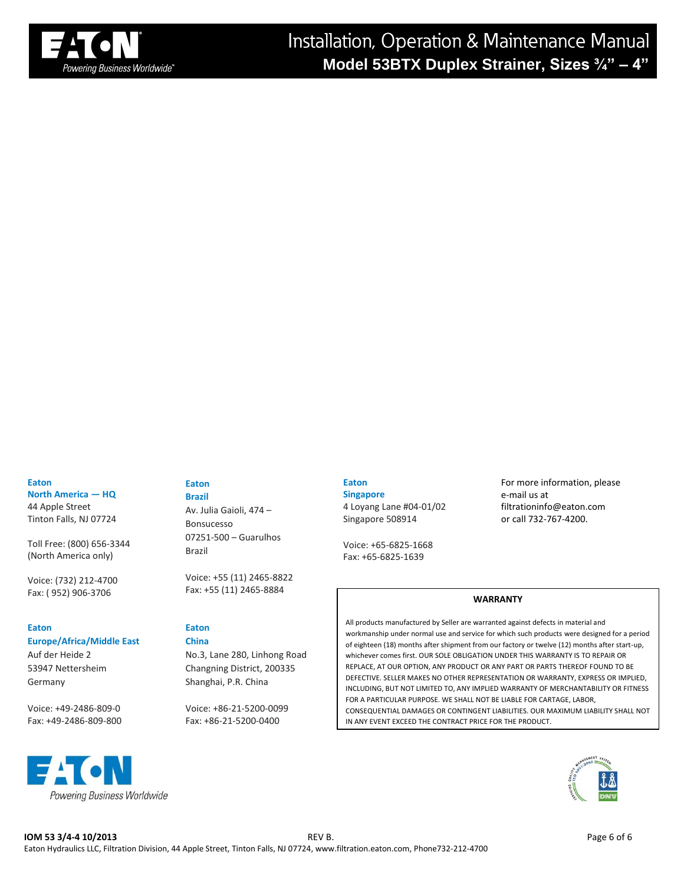**Eaton**
**North America — HQ**
44 Apple Street
Tinton Falls, NJ 07724

Toll Free: (800) 656-3344
(North America only)

Voice: (732) 212-4700
Fax: ( 952) 906-3706

**Eaton**
**Europe/Africa/Middle East**
Auf der Heide 2
53947 Nettersheim
Germany

Voice: +49-2486-809-0
Fax: +49-2486-809-800

**Eaton**
**Brazil**
Av. Julia Gaioli, 474 –
Bonsucesso
07251-500 – Guarulhos
Brazil

Voice: +55 (11) 2465-8822
Fax: +55 (11) 2465-8884

**Eaton**
**China**
No.3, Lane 280, Linhong Road
Changning District, 200335
Shanghai, P.R. China

Voice: +86-21-5200-0099
Fax: +86-21-5200-0400

**Eaton**
**Singapore**
4 Loyang Lane #04-01/02
Singapore 508914

Voice: +65-6825-1668
Fax: +65-6825-1639

For more information, please e-mail us at filtrationinfo@eaton.com or call 732-767-4200.

**WARRANTY**

All products manufactured by Seller are warranted against defects in material and workmanship under normal use and service for which such products were designed for a period of eighteen (18) months after shipment from our factory or twelve (12) months after start-up, whichever comes first. OUR SOLE OBLIGATION UNDER THIS WARRANTY IS TO REPAIR OR REPLACE, AT OUR OPTION, ANY PRODUCT OR ANY PART OR PARTS THEREOF FOUND TO BE DEFECTIVE. SELLER MAKES NO OTHER REPRESENTATION OR WARRANTY, EXPRESS OR IMPLIED, INCLUDING, BUT NOT LIMITED TO, ANY IMPLIED WARRANTY OF MERCHANTABILITY OR FITNESS FOR A PARTICULAR PURPOSE. WE SHALL NOT BE LIABLE FOR CARTAGE, LABOR, CONSEQUENTIAL DAMAGES OR CONTINGENT LIABILITIES. OUR MAXIMUM LIABILITY SHALL NOT IN ANY EVENT EXCEED THE CONTRACT PRICE FOR THE PRODUCT.

Eaton Hydraulics LLC, Filtration Division, 44 Apple Street, Tinton Falls, NJ 07724, www.filtration.eaton.com, Phone732-212-4700